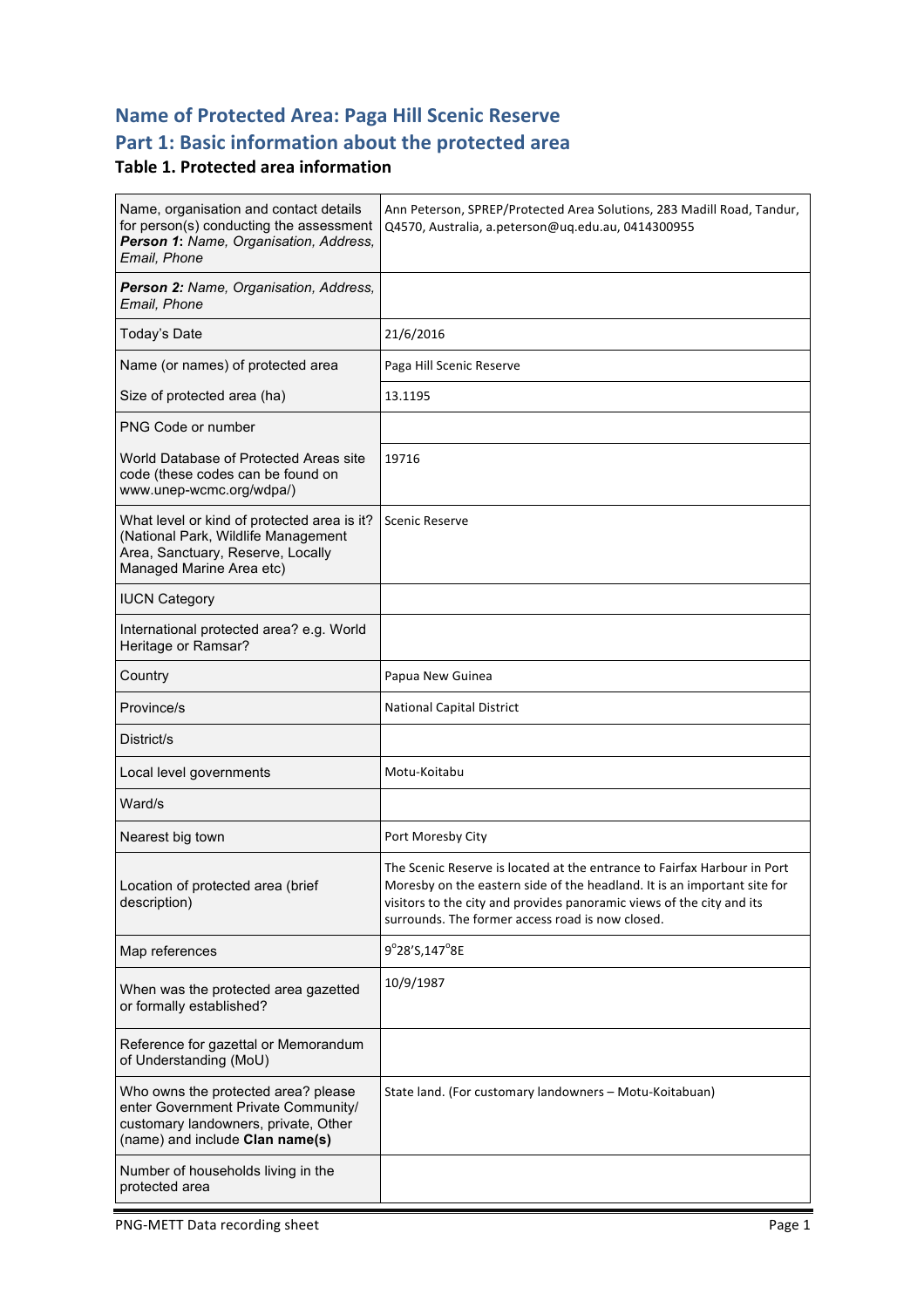# Name of Protected Area: Paga Hill Scenic Reserve

# Part 1: Basic information about the protected area

### Table 1. Protected area information

| | |
|---|---|
| Name, organisation and contact details for person(s) conducting the assessment ***Person 1**: Name, Organisation, Address, Email, Phone* | Ann Peterson, SPREP/Protected Area Solutions, 283 Madill Road, Tandur, Q4570, Australia, a.peterson@uq.edu.au, 0414300955 |
| ***Person 2:** Name, Organisation, Address, Email, Phone* | |
| Today's Date | 21/6/2016 |
| Name (or names) of protected area | Paga Hill Scenic Reserve |
| Size of protected area (ha) | 13.1195 |
| PNG Code or number | |
| World Database of Protected Areas site code (these codes can be found on www.unep-wcmc.org/wdpa/) | 19716 |
| What level or kind of protected area is it? (National Park, Wildlife Management Area, Sanctuary, Reserve, Locally Managed Marine Area etc) | Scenic Reserve |
| IUCN Category | |
| International protected area? e.g. World Heritage or Ramsar? | |
| Country | Papua New Guinea |
| Province/s | National Capital District |
| District/s | |
| Local level governments | Motu-Koitabu |
| Ward/s | |
| Nearest big town | Port Moresby City |
| Location of protected area (brief description) | The Scenic Reserve is located at the entrance to Fairfax Harbour in Port Moresby on the eastern side of the headland. It is an important site for visitors to the city and provides panoramic views of the city and its surrounds. The former access road is now closed. |
| Map references | 9°28'S,147°8E |
| When was the protected area gazetted or formally established? | 10/9/1987 |
| Reference for gazettal or Memorandum of Understanding (MoU) | |
| Who owns the protected area? please enter Government Private Community/ customary landowners, private, Other (name) and include **Clan name(s)** | State land. (For customary landowners – Motu-Koitabuan) |
| Number of households living in the protected area | |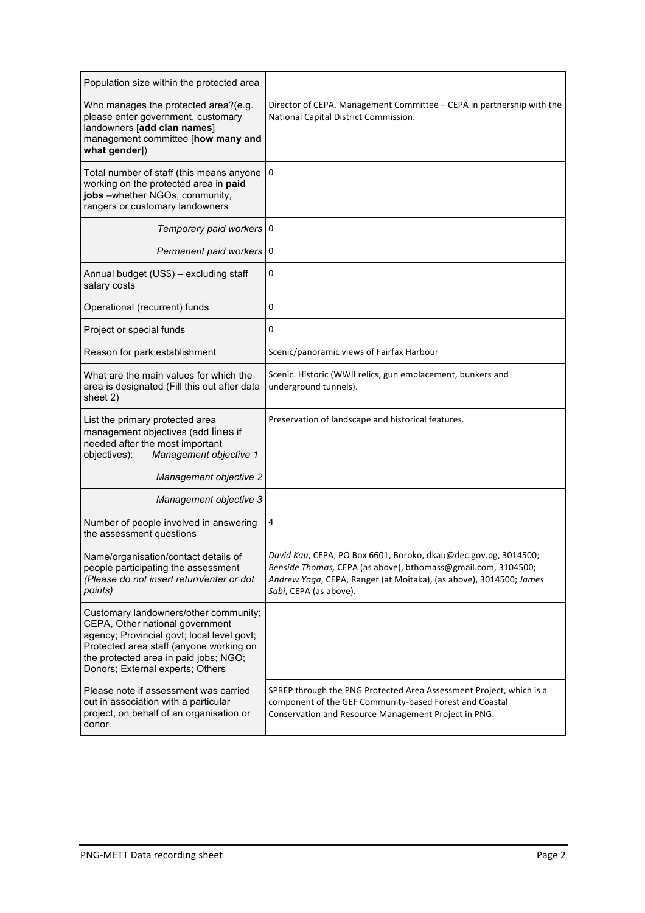| | |
|---|---|
| Population size within the protected area | |
| Who manages the protected area?(e.g. please enter government, customary landowners [**add clan names**] management committee [**how many and what gender**]) | Director of CEPA. Management Committee – CEPA in partnership with the National Capital District Commission. |
| Total number of staff (this means anyone working on the protected area in **paid jobs** –whether NGOs, community, rangers or customary landowners | 0 |
| *Temporary paid workers* | 0 |
| *Permanent paid workers* | 0 |
| Annual budget (US$) **–** excluding staff salary costs | 0 |
| Operational (recurrent) funds | 0 |
| Project or special funds | 0 |
| Reason for park establishment | Scenic/panoramic views of Fairfax Harbour |
| What are the main values for which the area is designated (Fill this out after data sheet 2) | Scenic. Historic (WWII relics, gun emplacement, bunkers and underground tunnels). |
| List the primary protected area management objectives (add lines if needed after the most important objectives): *Management objective 1* | Preservation of landscape and historical features. |
| *Management objective 2* | |
| *Management objective 3* | |
| Number of people involved in answering the assessment questions | 4 |
| Name/organisation/contact details of people participating the assessment *(Please do not insert return/enter or dot points)* | *David Kau*, CEPA, PO Box 6601, Boroko, dkau@dec.gov.pg, 3014500; *Benside Thomas,* CEPA (as above), bthomass@gmail.com, 3104500; *Andrew Yaga*, CEPA, Ranger (at Moitaka), (as above), 3014500; *James Sabi*, CEPA (as above). |
| Customary landowners/other community; CEPA, Other national government agency; Provincial govt; local level govt; Protected area staff (anyone working on the protected area in paid jobs; NGO; Donors; External experts; Others | |
| Please note if assessment was carried out in association with a particular project, on behalf of an organisation or donor. | SPREP through the PNG Protected Area Assessment Project, which is a component of the GEF Community-based Forest and Coastal Conservation and Resource Management Project in PNG. |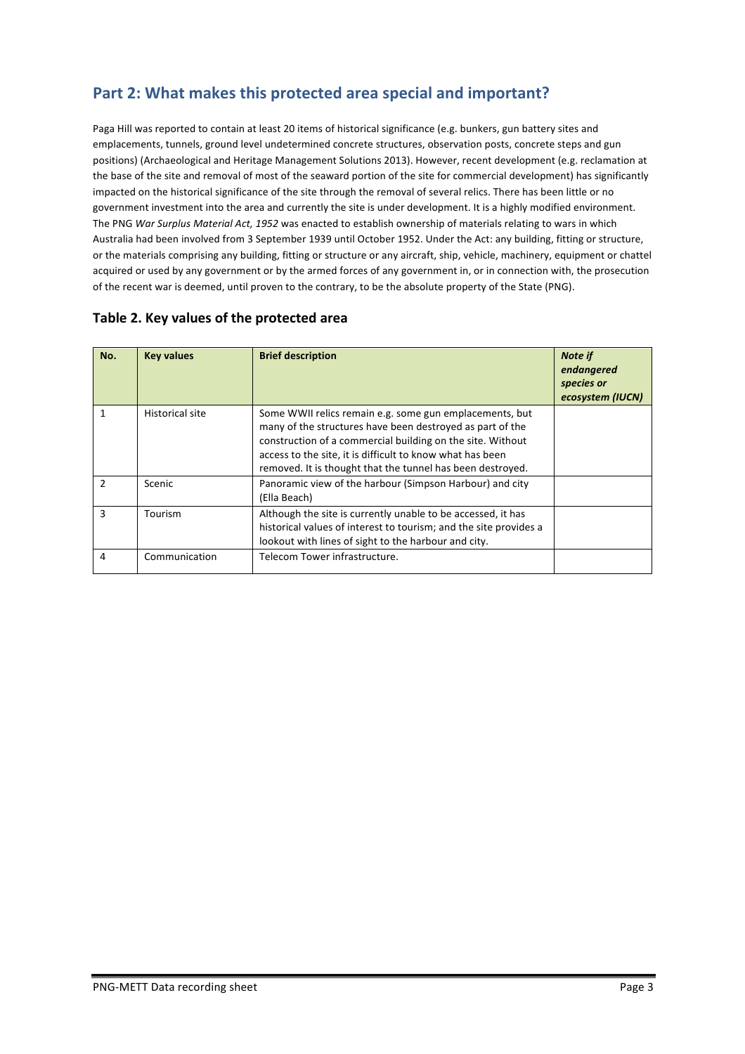## Part 2: What makes this protected area special and important?

Paga Hill was reported to contain at least 20 items of historical significance (e.g. bunkers, gun battery sites and emplacements, tunnels, ground level undetermined concrete structures, observation posts, concrete steps and gun positions) (Archaeological and Heritage Management Solutions 2013). However, recent development (e.g. reclamation at the base of the site and removal of most of the seaward portion of the site for commercial development) has significantly impacted on the historical significance of the site through the removal of several relics. There has been little or no government investment into the area and currently the site is under development. It is a highly modified environment. The PNG *War Surplus Material Act, 1952* was enacted to establish ownership of materials relating to wars in which Australia had been involved from 3 September 1939 until October 1952. Under the Act: any building, fitting or structure, or the materials comprising any building, fitting or structure or any aircraft, ship, vehicle, machinery, equipment or chattel acquired or used by any government or by the armed forces of any government in, or in connection with, the prosecution of the recent war is deemed, until proven to the contrary, to be the absolute property of the State (PNG).

### Table 2. Key values of the protected area

| No. | Key values | Brief description | *Note if endangered species or ecosystem (IUCN)* |
|---|---|---|---|
| 1 | Historical site | Some WWII relics remain e.g. some gun emplacements, but many of the structures have been destroyed as part of the construction of a commercial building on the site. Without access to the site, it is difficult to know what has been removed. It is thought that the tunnel has been destroyed. | |
| 2 | Scenic | Panoramic view of the harbour (Simpson Harbour) and city (Ella Beach) | |
| 3 | Tourism | Although the site is currently unable to be accessed, it has historical values of interest to tourism; and the site provides a lookout with lines of sight to the harbour and city. | |
| 4 | Communication | Telecom Tower infrastructure. | |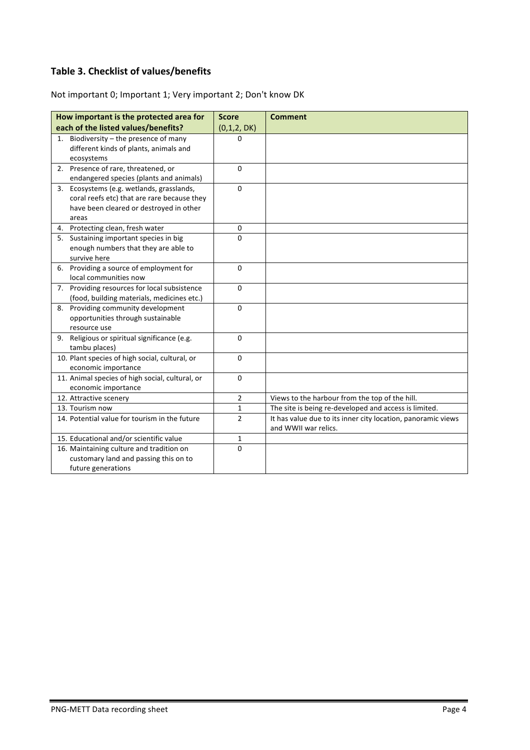## Table 3. Checklist of values/benefits

Not important 0; Important 1; Very important 2; Don't know DK

| How important is the protected area for each of the listed values/benefits? | Score (0,1,2, DK) | Comment |
|---|---|---|
| 1. Biodiversity – the presence of many different kinds of plants, animals and ecosystems | 0 | |
| 2. Presence of rare, threatened, or endangered species (plants and animals) | 0 | |
| 3. Ecosystems (e.g. wetlands, grasslands, coral reefs etc) that are rare because they have been cleared or destroyed in other areas | 0 | |
| 4. Protecting clean, fresh water | 0 | |
| 5. Sustaining important species in big enough numbers that they are able to survive here | 0 | |
| 6. Providing a source of employment for local communities now | 0 | |
| 7. Providing resources for local subsistence (food, building materials, medicines etc.) | 0 | |
| 8. Providing community development opportunities through sustainable resource use | 0 | |
| 9. Religious or spiritual significance (e.g. tambu places) | 0 | |
| 10. Plant species of high social, cultural, or economic importance | 0 | |
| 11. Animal species of high social, cultural, or economic importance | 0 | |
| 12. Attractive scenery | 2 | Views to the harbour from the top of the hill. |
| 13. Tourism now | 1 | The site is being re-developed and access is limited. |
| 14. Potential value for tourism in the future | 2 | It has value due to its inner city location, panoramic views and WWII war relics. |
| 15. Educational and/or scientific value | 1 | |
| 16. Maintaining culture and tradition on customary land and passing this on to future generations | 0 | |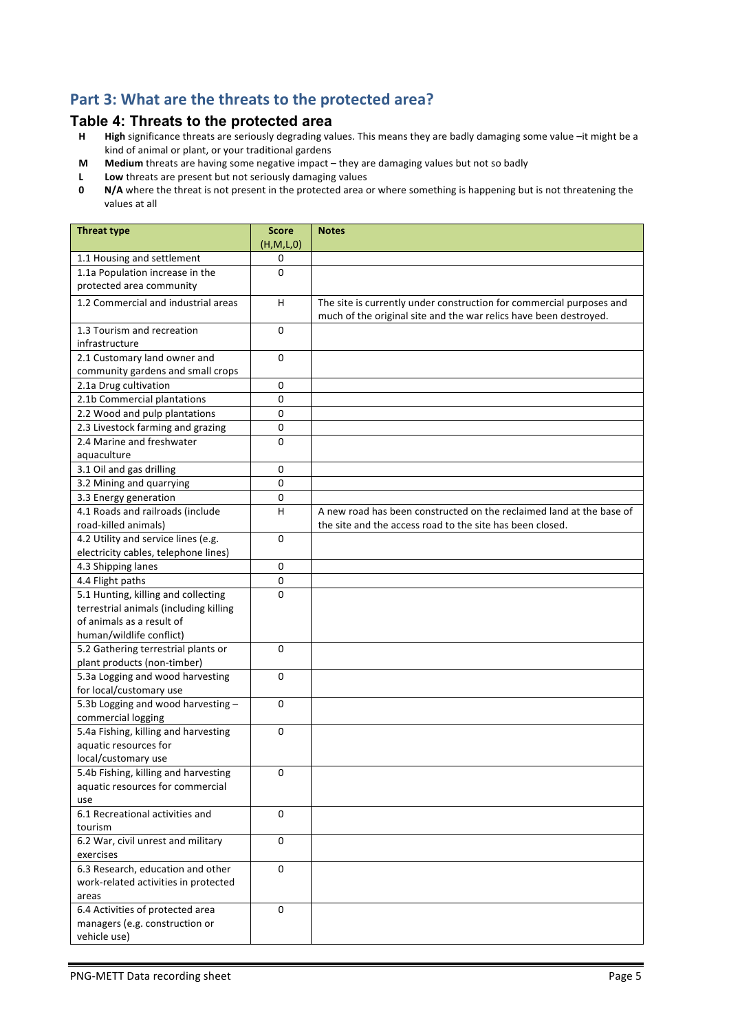## Part 3: What are the threats to the protected area?

### Table 4: Threats to the protected area

- **H** — **High** significance threats are seriously degrading values. This means they are badly damaging some value –it might be a kind of animal or plant, or your traditional gardens
- **M** — **Medium** threats are having some negative impact – they are damaging values but not so badly
- **L** — **Low** threats are present but not seriously damaging values
- **0** — **N/A** where the threat is not present in the protected area or where something is happening but is not threatening the values at all

| Threat type | Score (H,M,L,0) | Notes |
|---|---|---|
| 1.1 Housing and settlement | 0 | |
| 1.1a Population increase in the protected area community | 0 | |
| 1.2 Commercial and industrial areas | H | The site is currently under construction for commercial purposes and much of the original site and the war relics have been destroyed. |
| 1.3 Tourism and recreation infrastructure | 0 | |
| 2.1 Customary land owner and community gardens and small crops | 0 | |
| 2.1a Drug cultivation | 0 | |
| 2.1b Commercial plantations | 0 | |
| 2.2 Wood and pulp plantations | 0 | |
| 2.3 Livestock farming and grazing | 0 | |
| 2.4 Marine and freshwater aquaculture | 0 | |
| 3.1 Oil and gas drilling | 0 | |
| 3.2 Mining and quarrying | 0 | |
| 3.3 Energy generation | 0 | |
| 4.1 Roads and railroads (include road-killed animals) | H | A new road has been constructed on the reclaimed land at the base of the site and the access road to the site has been closed. |
| 4.2 Utility and service lines (e.g. electricity cables, telephone lines) | 0 | |
| 4.3 Shipping lanes | 0 | |
| 4.4 Flight paths | 0 | |
| 5.1 Hunting, killing and collecting terrestrial animals (including killing of animals as a result of human/wildlife conflict) | 0 | |
| 5.2 Gathering terrestrial plants or plant products (non-timber) | 0 | |
| 5.3a Logging and wood harvesting for local/customary use | 0 | |
| 5.3b Logging and wood harvesting – commercial logging | 0 | |
| 5.4a Fishing, killing and harvesting aquatic resources for local/customary use | 0 | |
| 5.4b Fishing, killing and harvesting aquatic resources for commercial use | 0 | |
| 6.1 Recreational activities and tourism | 0 | |
| 6.2 War, civil unrest and military exercises | 0 | |
| 6.3 Research, education and other work-related activities in protected areas | 0 | |
| 6.4 Activities of protected area managers (e.g. construction or vehicle use) | 0 | |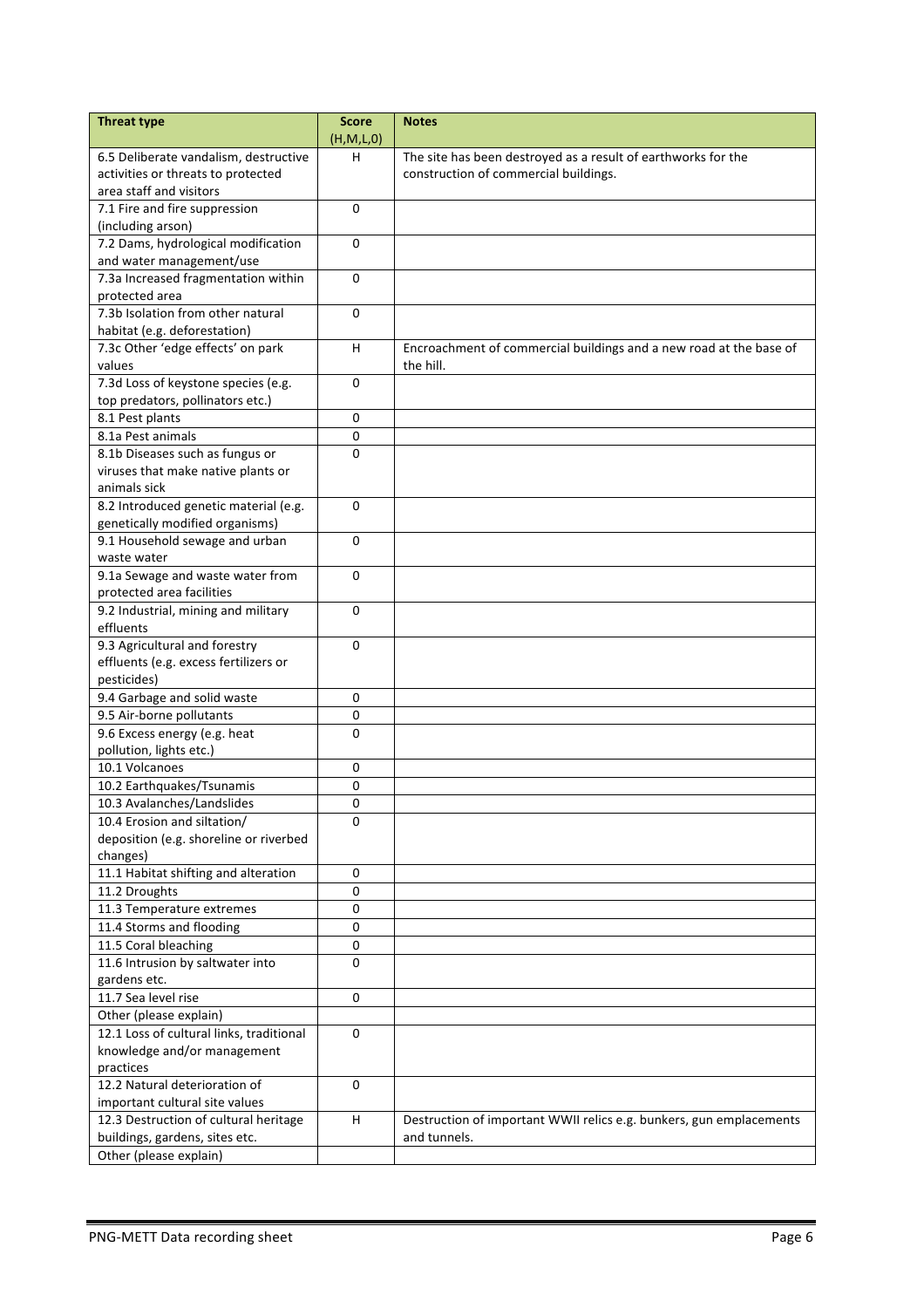| Threat type | Score (H,M,L,0) | Notes |
|---|---|---|
| 6.5 Deliberate vandalism, destructive activities or threats to protected area staff and visitors | H | The site has been destroyed as a result of earthworks for the construction of commercial buildings. |
| 7.1 Fire and fire suppression (including arson) | 0 | |
| 7.2 Dams, hydrological modification and water management/use | 0 | |
| 7.3a Increased fragmentation within protected area | 0 | |
| 7.3b Isolation from other natural habitat (e.g. deforestation) | 0 | |
| 7.3c Other 'edge effects' on park values | H | Encroachment of commercial buildings and a new road at the base of the hill. |
| 7.3d Loss of keystone species (e.g. top predators, pollinators etc.) | 0 | |
| 8.1 Pest plants | 0 | |
| 8.1a Pest animals | 0 | |
| 8.1b Diseases such as fungus or viruses that make native plants or animals sick | 0 | |
| 8.2 Introduced genetic material (e.g. genetically modified organisms) | 0 | |
| 9.1 Household sewage and urban waste water | 0 | |
| 9.1a Sewage and waste water from protected area facilities | 0 | |
| 9.2 Industrial, mining and military effluents | 0 | |
| 9.3 Agricultural and forestry effluents (e.g. excess fertilizers or pesticides) | 0 | |
| 9.4 Garbage and solid waste | 0 | |
| 9.5 Air-borne pollutants | 0 | |
| 9.6 Excess energy (e.g. heat pollution, lights etc.) | 0 | |
| 10.1 Volcanoes | 0 | |
| 10.2 Earthquakes/Tsunamis | 0 | |
| 10.3 Avalanches/Landslides | 0 | |
| 10.4 Erosion and siltation/ deposition (e.g. shoreline or riverbed changes) | 0 | |
| 11.1 Habitat shifting and alteration | 0 | |
| 11.2 Droughts | 0 | |
| 11.3 Temperature extremes | 0 | |
| 11.4 Storms and flooding | 0 | |
| 11.5 Coral bleaching | 0 | |
| 11.6 Intrusion by saltwater into gardens etc. | 0 | |
| 11.7 Sea level rise | 0 | |
| Other (please explain) | | |
| 12.1 Loss of cultural links, traditional knowledge and/or management practices | 0 | |
| 12.2 Natural deterioration of important cultural site values | 0 | |
| 12.3 Destruction of cultural heritage buildings, gardens, sites etc. | H | Destruction of important WWII relics e.g. bunkers, gun emplacements and tunnels. |
| Other (please explain) | | |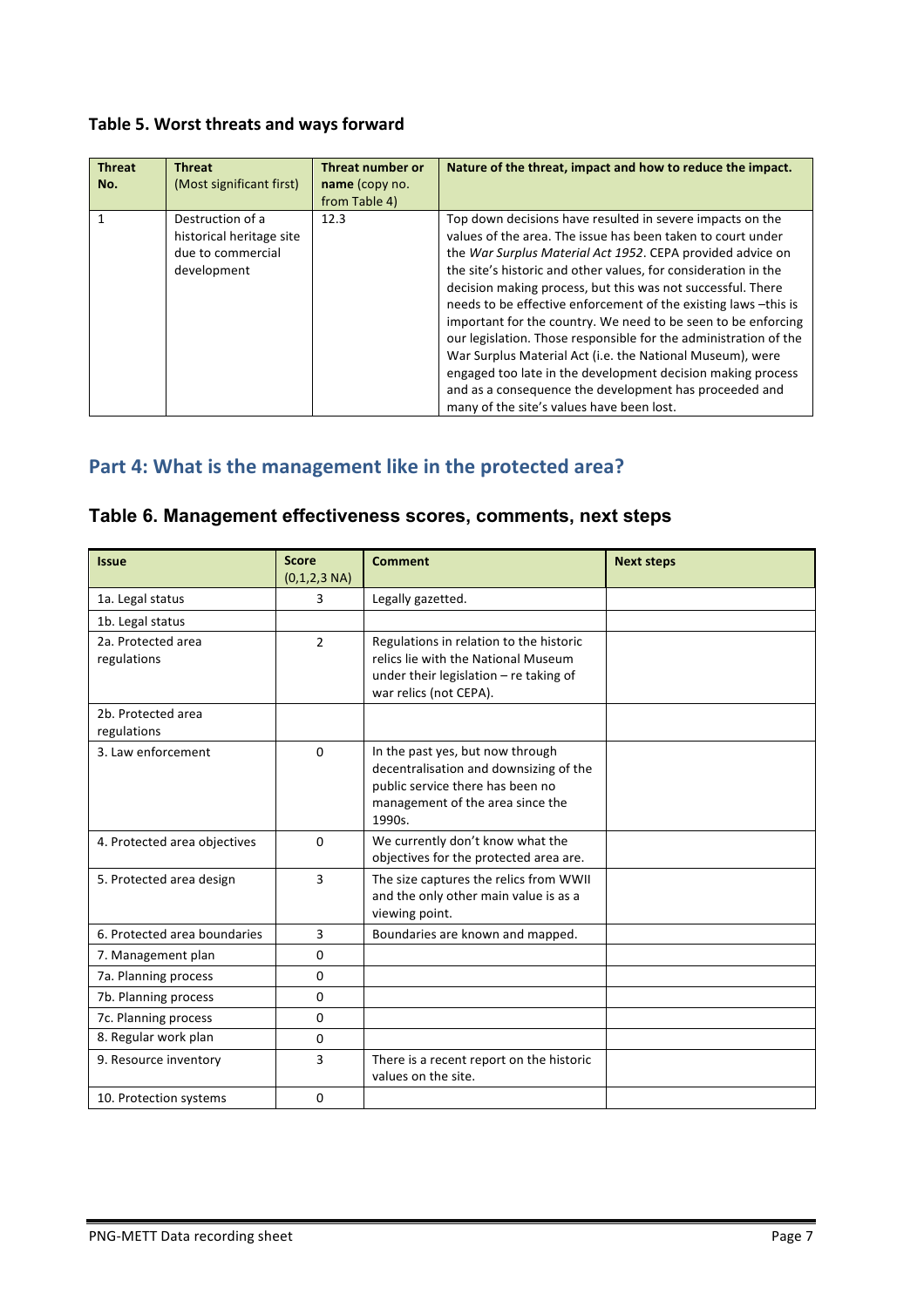**Table 5. Worst threats and ways forward**

| **Threat No.** | **Threat** (Most significant first) | **Threat number or name** (copy no. from Table 4) | **Nature of the threat, impact and how to reduce the impact.** |
|---|---|---|---|
| 1 | Destruction of a historical heritage site due to commercial development | 12.3 | Top down decisions have resulted in severe impacts on the values of the area. The issue has been taken to court under the *War Surplus Material Act 1952*. CEPA provided advice on the site's historic and other values, for consideration in the decision making process, but this was not successful. There needs to be effective enforcement of the existing laws –this is important for the country. We need to be seen to be enforcing our legislation. Those responsible for the administration of the War Surplus Material Act (i.e. the National Museum), were engaged too late in the development decision making process and as a consequence the development has proceeded and many of the site's values have been lost. |

## Part 4: What is the management like in the protected area?

### Table 6. Management effectiveness scores, comments, next steps

| **Issue** | **Score** (0,1,2,3 NA) | **Comment** | **Next steps** |
|---|---|---|---|
| 1a. Legal status | 3 | Legally gazetted. | |
| 1b. Legal status | | | |
| 2a. Protected area regulations | 2 | Regulations in relation to the historic relics lie with the National Museum under their legislation – re taking of war relics (not CEPA). | |
| 2b. Protected area regulations | | | |
| 3. Law enforcement | 0 | In the past yes, but now through decentralisation and downsizing of the public service there has been no management of the area since the 1990s. | |
| 4. Protected area objectives | 0 | We currently don't know what the objectives for the protected area are. | |
| 5. Protected area design | 3 | The size captures the relics from WWII and the only other main value is as a viewing point. | |
| 6. Protected area boundaries | 3 | Boundaries are known and mapped. | |
| 7. Management plan | 0 | | |
| 7a. Planning process | 0 | | |
| 7b. Planning process | 0 | | |
| 7c. Planning process | 0 | | |
| 8. Regular work plan | 0 | | |
| 9. Resource inventory | 3 | There is a recent report on the historic values on the site. | |
| 10. Protection systems | 0 | | |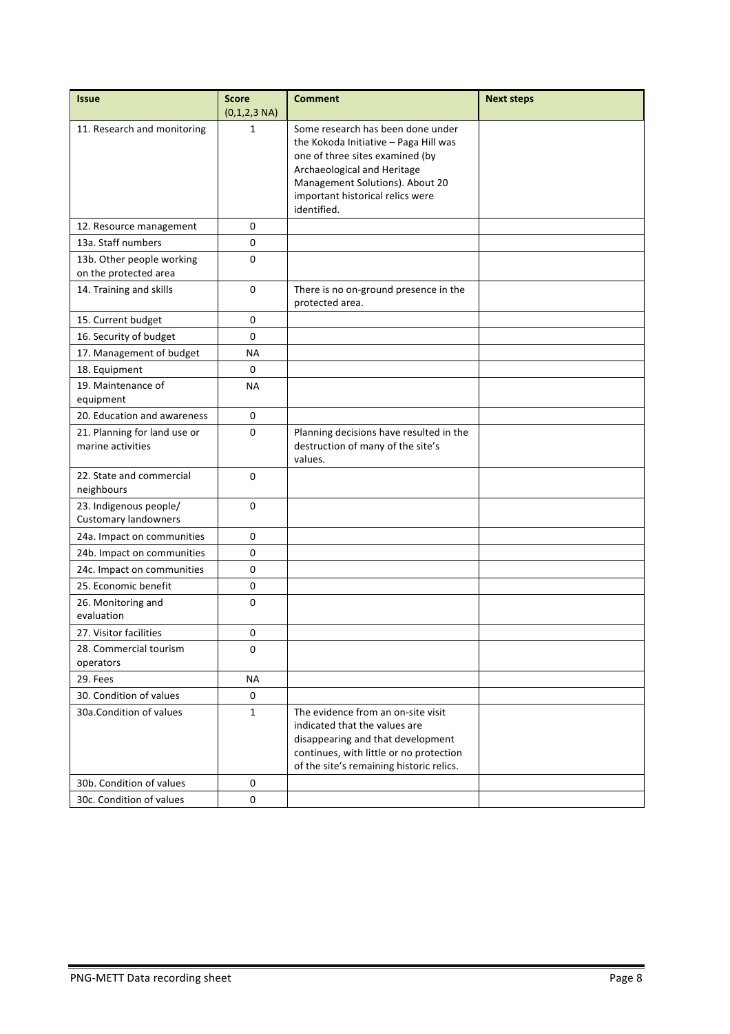| Issue | Score (0,1,2,3 NA) | Comment | Next steps |
|---|---|---|---|
| 11. Research and monitoring | 1 | Some research has been done under the Kokoda Initiative – Paga Hill was one of three sites examined (by Archaeological and Heritage Management Solutions). About 20 important historical relics were identified. | |
| 12. Resource management | 0 | | |
| 13a. Staff numbers | 0 | | |
| 13b. Other people working on the protected area | 0 | | |
| 14. Training and skills | 0 | There is no on-ground presence in the protected area. | |
| 15. Current budget | 0 | | |
| 16. Security of budget | 0 | | |
| 17. Management of budget | NA | | |
| 18. Equipment | 0 | | |
| 19. Maintenance of equipment | NA | | |
| 20. Education and awareness | 0 | | |
| 21. Planning for land use or marine activities | 0 | Planning decisions have resulted in the destruction of many of the site's values. | |
| 22. State and commercial neighbours | 0 | | |
| 23. Indigenous people/ Customary landowners | 0 | | |
| 24a. Impact on communities | 0 | | |
| 24b. Impact on communities | 0 | | |
| 24c. Impact on communities | 0 | | |
| 25. Economic benefit | 0 | | |
| 26. Monitoring and evaluation | 0 | | |
| 27. Visitor facilities | 0 | | |
| 28. Commercial tourism operators | 0 | | |
| 29. Fees | NA | | |
| 30. Condition of values | 0 | | |
| 30a.Condition of values | 1 | The evidence from an on-site visit indicated that the values are disappearing and that development continues, with little or no protection of the site's remaining historic relics. | |
| 30b. Condition of values | 0 | | |
| 30c. Condition of values | 0 | | |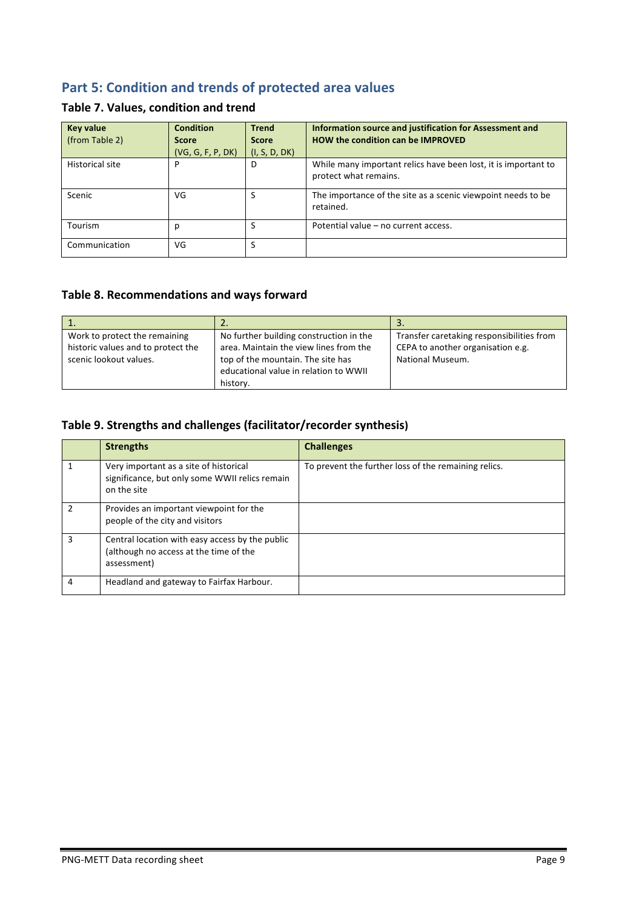## Part 5: Condition and trends of protected area values

### Table 7. Values, condition and trend

| Key value (from Table 2) | Condition Score (VG, G, F, P, DK) | Trend Score (I, S, D, DK) | Information source and justification for Assessment and HOW the condition can be IMPROVED |
|---|---|---|---|
| Historical site | P | D | While many important relics have been lost, it is important to protect what remains. |
| Scenic | VG | S | The importance of the site as a scenic viewpoint needs to be retained. |
| Tourism | p | S | Potential value – no current access. |
| Communication | VG | S | |

### Table 8. Recommendations and ways forward

| 1. | 2. | 3. |
|---|---|---|
| Work to protect the remaining historic values and to protect the scenic lookout values. | No further building construction in the area. Maintain the view lines from the top of the mountain. The site has educational value in relation to WWII history. | Transfer caretaking responsibilities from CEPA to another organisation e.g. National Museum. |

### Table 9. Strengths and challenges (facilitator/recorder synthesis)

| | Strengths | Challenges |
|---|---|---|
| 1 | Very important as a site of historical significance, but only some WWII relics remain on the site | To prevent the further loss of the remaining relics. |
| 2 | Provides an important viewpoint for the people of the city and visitors | |
| 3 | Central location with easy access by the public (although no access at the time of the assessment) | |
| 4 | Headland and gateway to Fairfax Harbour. | |